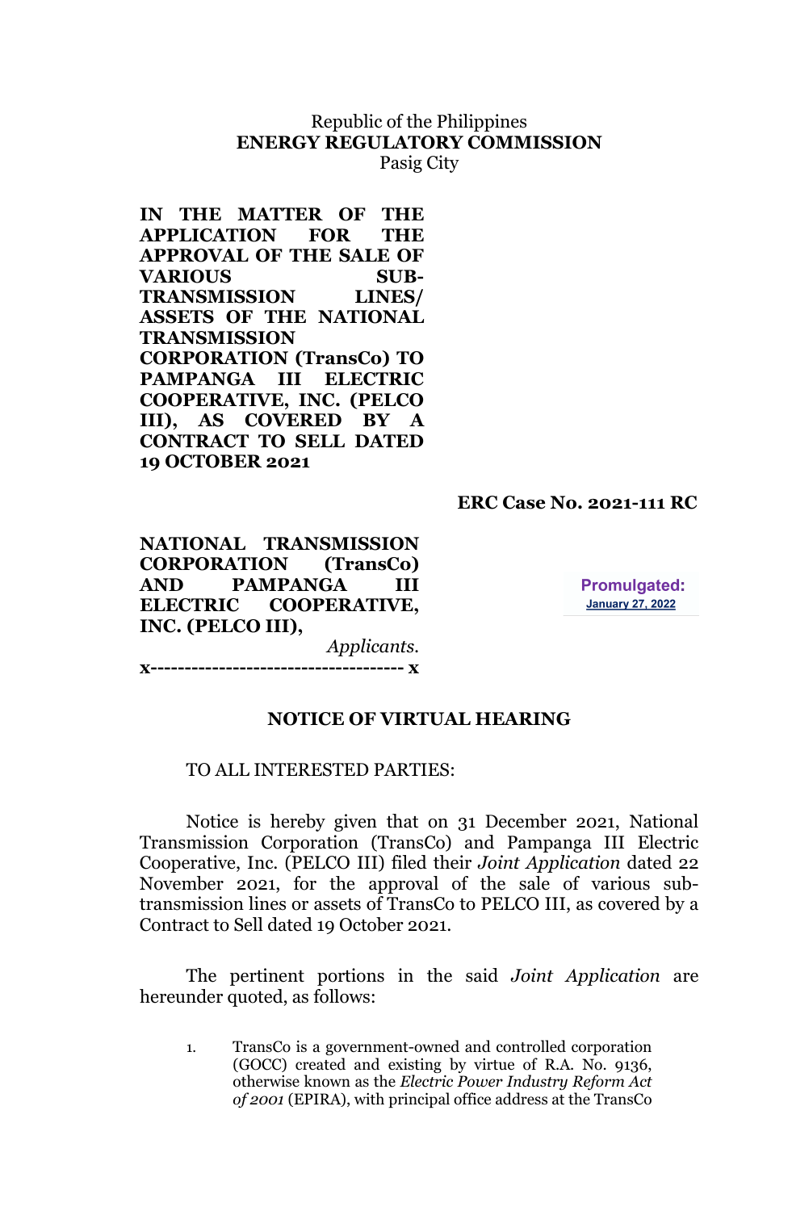Republic of the Philippines
**ENERGY REGULATORY COMMISSION**
Pasig City

**IN THE MATTER OF THE APPLICATION FOR THE APPROVAL OF THE SALE OF VARIOUS SUB-TRANSMISSION LINES/ ASSETS OF THE NATIONAL TRANSMISSION CORPORATION (TransCo) TO PAMPANGA III ELECTRIC COOPERATIVE, INC. (PELCO III), AS COVERED BY A CONTRACT TO SELL DATED 19 OCTOBER 2021**

**ERC Case No. 2021-111 RC**

**NATIONAL TRANSMISSION CORPORATION (TransCo) AND PAMPANGA III ELECTRIC COOPERATIVE, INC. (PELCO III),**
*Applicants.*
**x------------------------------------ x**

**Promulgated:**
**January 27, 2022**

## NOTICE OF VIRTUAL HEARING

TO ALL INTERESTED PARTIES:

Notice is hereby given that on 31 December 2021, National Transmission Corporation (TransCo) and Pampanga III Electric Cooperative, Inc. (PELCO III) filed their *Joint Application* dated 22 November 2021, for the approval of the sale of various sub-transmission lines or assets of TransCo to PELCO III, as covered by a Contract to Sell dated 19 October 2021.

The pertinent portions in the said *Joint Application* are hereunder quoted, as follows:

1. TransCo is a government-owned and controlled corporation (GOCC) created and existing by virtue of R.A. No. 9136, otherwise known as the *Electric Power Industry Reform Act of 2001* (EPIRA), with principal office address at the TransCo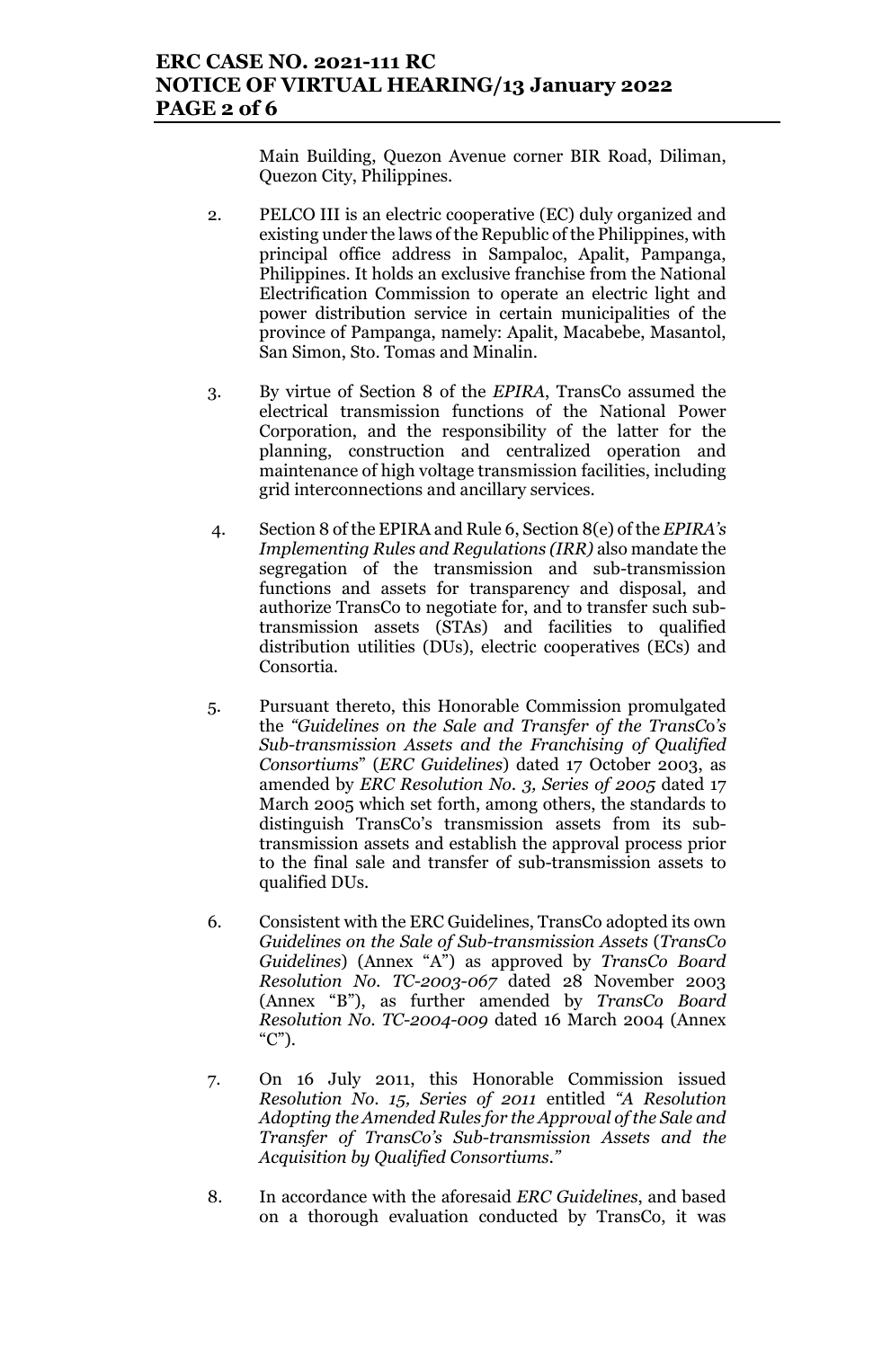Main Building, Quezon Avenue corner BIR Road, Diliman, Quezon City, Philippines.

2. PELCO III is an electric cooperative (EC) duly organized and existing under the laws of the Republic of the Philippines, with principal office address in Sampaloc, Apalit, Pampanga, Philippines. It holds an exclusive franchise from the National Electrification Commission to operate an electric light and power distribution service in certain municipalities of the province of Pampanga, namely: Apalit, Macabebe, Masantol, San Simon, Sto. Tomas and Minalin.

3. By virtue of Section 8 of the *EPIRA*, TransCo assumed the electrical transmission functions of the National Power Corporation, and the responsibility of the latter for the planning, construction and centralized operation and maintenance of high voltage transmission facilities, including grid interconnections and ancillary services.

4. Section 8 of the EPIRA and Rule 6, Section 8(e) of the *EPIRA's Implementing Rules and Regulations (IRR)* also mandate the segregation of the transmission and sub-transmission functions and assets for transparency and disposal, and authorize TransCo to negotiate for, and to transfer such sub-transmission assets (STAs) and facilities to qualified distribution utilities (DUs), electric cooperatives (ECs) and Consortia.

5. Pursuant thereto, this Honorable Commission promulgated the *"Guidelines on the Sale and Transfer of the TransCo's Sub-transmission Assets and the Franchising of Qualified Consortiums"* (*ERC Guidelines*) dated 17 October 2003, as amended by *ERC Resolution No. 3, Series of 2005* dated 17 March 2005 which set forth, among others, the standards to distinguish TransCo's transmission assets from its sub-transmission assets and establish the approval process prior to the final sale and transfer of sub-transmission assets to qualified DUs.

6. Consistent with the ERC Guidelines, TransCo adopted its own *Guidelines on the Sale of Sub-transmission Assets* (*TransCo Guidelines*) (Annex "A") as approved by *TransCo Board Resolution No. TC-2003-067* dated 28 November 2003 (Annex "B"), as further amended by *TransCo Board Resolution No. TC-2004-009* dated 16 March 2004 (Annex "C").

7. On 16 July 2011, this Honorable Commission issued *Resolution No. 15, Series of 2011* entitled *"A Resolution Adopting the Amended Rules for the Approval of the Sale and Transfer of TransCo's Sub-transmission Assets and the Acquisition by Qualified Consortiums."*

8. In accordance with the aforesaid *ERC Guidelines*, and based on a thorough evaluation conducted by TransCo, it was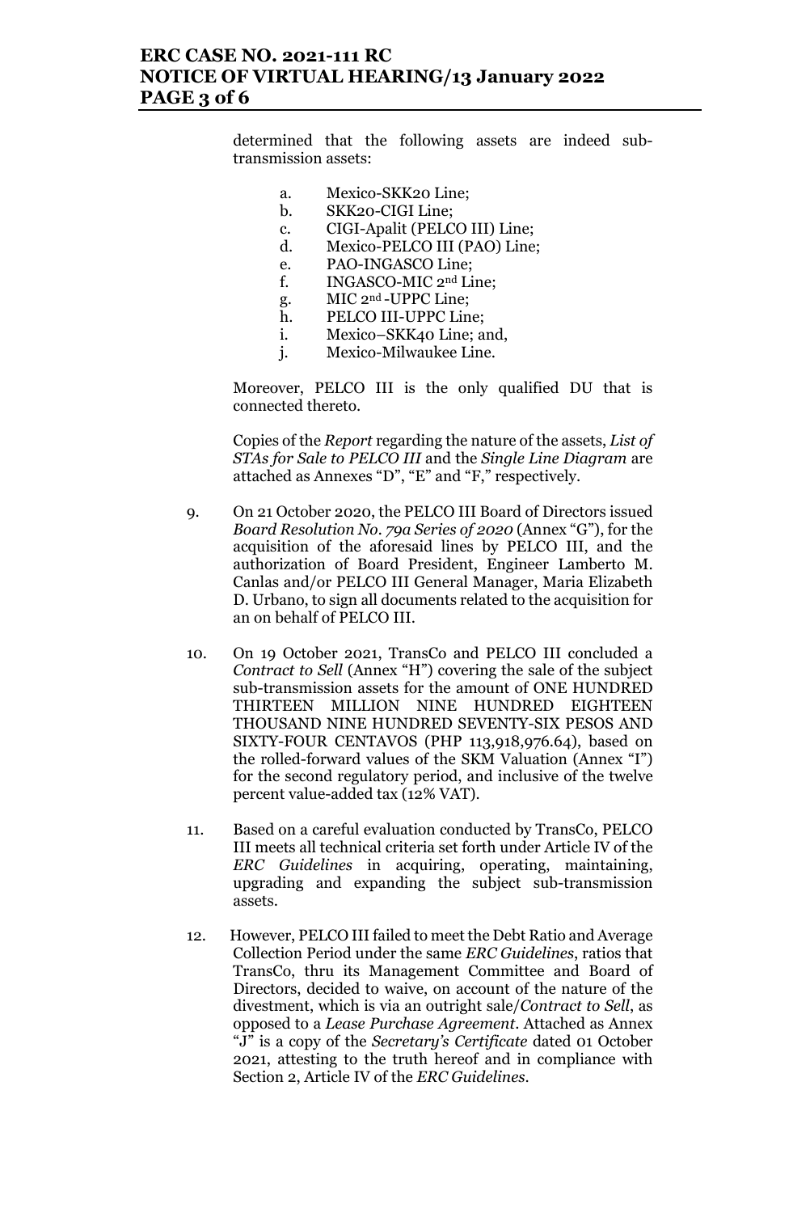determined that the following assets are indeed sub-transmission assets:

a. Mexico-SKK20 Line;
b. SKK20-CIGI Line;
c. CIGI-Apalit (PELCO III) Line;
d. Mexico-PELCO III (PAO) Line;
e. PAO-INGASCO Line;
f. INGASCO-MIC 2nd Line;
g. MIC 2nd -UPPC Line;
h. PELCO III-UPPC Line;
i. Mexico–SKK40 Line; and,
j. Mexico-Milwaukee Line.

Moreover, PELCO III is the only qualified DU that is connected thereto.

Copies of the *Report* regarding the nature of the assets, *List of STAs for Sale to PELCO III* and the *Single Line Diagram* are attached as Annexes "D", "E" and "F," respectively.

9. On 21 October 2020, the PELCO III Board of Directors issued *Board Resolution No. 79a Series of 2020* (Annex "G"), for the acquisition of the aforesaid lines by PELCO III, and the authorization of Board President, Engineer Lamberto M. Canlas and/or PELCO III General Manager, Maria Elizabeth D. Urbano, to sign all documents related to the acquisition for an on behalf of PELCO III.

10. On 19 October 2021, TransCo and PELCO III concluded a *Contract to Sell* (Annex "H") covering the sale of the subject sub-transmission assets for the amount of ONE HUNDRED THIRTEEN MILLION NINE HUNDRED EIGHTEEN THOUSAND NINE HUNDRED SEVENTY-SIX PESOS AND SIXTY-FOUR CENTAVOS (PHP 113,918,976.64), based on the rolled-forward values of the SKM Valuation (Annex "I") for the second regulatory period, and inclusive of the twelve percent value-added tax (12% VAT).

11. Based on a careful evaluation conducted by TransCo, PELCO III meets all technical criteria set forth under Article IV of the *ERC Guidelines* in acquiring, operating, maintaining, upgrading and expanding the subject sub-transmission assets.

12. However, PELCO III failed to meet the Debt Ratio and Average Collection Period under the same *ERC Guidelines*, ratios that TransCo, thru its Management Committee and Board of Directors, decided to waive, on account of the nature of the divestment, which is via an outright sale/*Contract to Sell*, as opposed to a *Lease Purchase Agreement*. Attached as Annex "J" is a copy of the *Secretary's Certificate* dated 01 October 2021, attesting to the truth hereof and in compliance with Section 2, Article IV of the *ERC Guidelines*.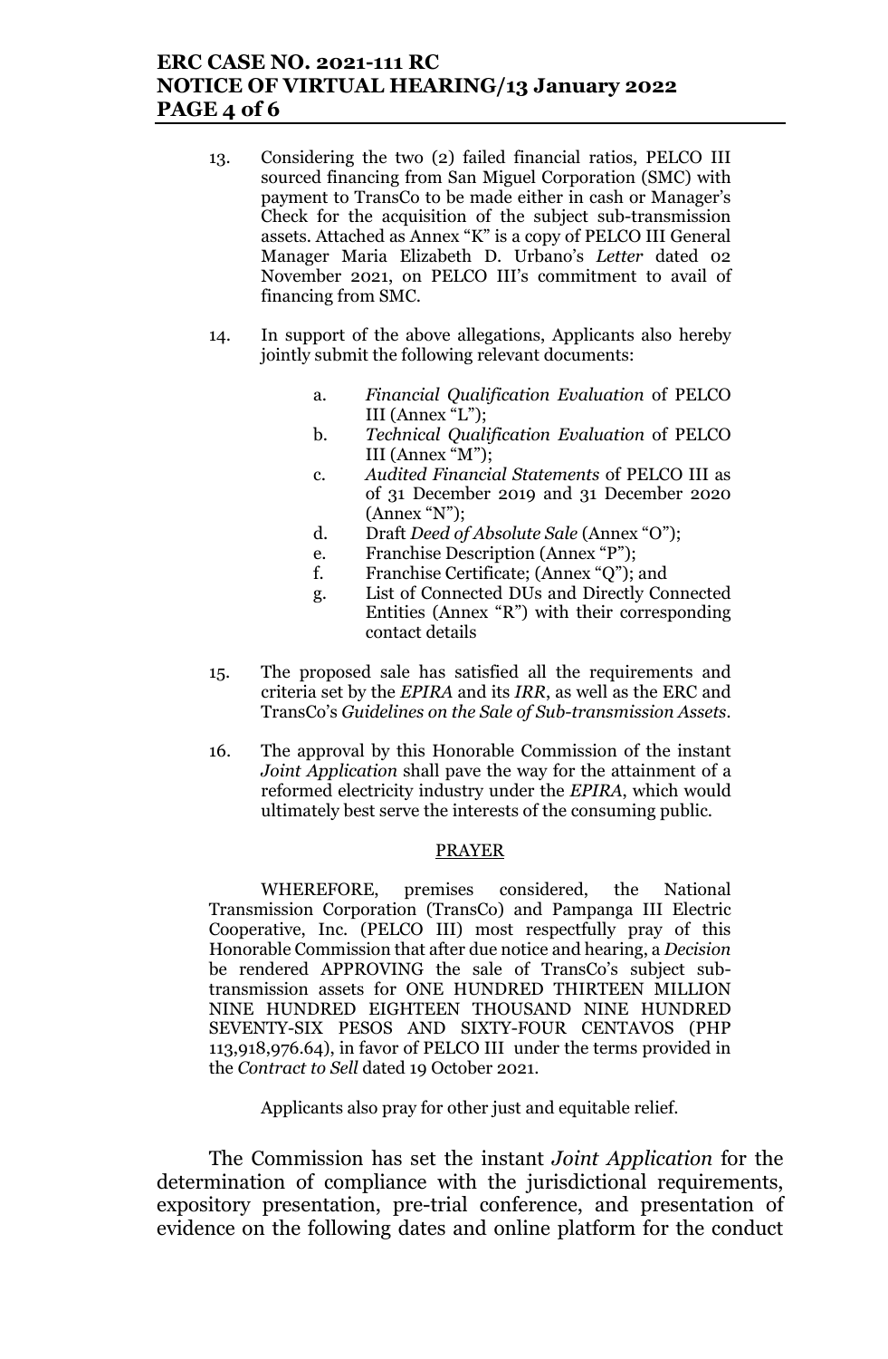13. Considering the two (2) failed financial ratios, PELCO III sourced financing from San Miguel Corporation (SMC) with payment to TransCo to be made either in cash or Manager's Check for the acquisition of the subject sub-transmission assets. Attached as Annex "K" is a copy of PELCO III General Manager Maria Elizabeth D. Urbano's *Letter* dated 02 November 2021, on PELCO III's commitment to avail of financing from SMC.

14. In support of the above allegations, Applicants also hereby jointly submit the following relevant documents:

    a. *Financial Qualification Evaluation* of PELCO III (Annex "L");
    b. *Technical Qualification Evaluation* of PELCO III (Annex "M");
    c. *Audited Financial Statements* of PELCO III as of 31 December 2019 and 31 December 2020 (Annex "N");
    d. Draft *Deed of Absolute Sale* (Annex "O");
    e. Franchise Description (Annex "P");
    f. Franchise Certificate; (Annex "Q"); and
    g. List of Connected DUs and Directly Connected Entities (Annex "R") with their corresponding contact details

15. The proposed sale has satisfied all the requirements and criteria set by the *EPIRA* and its *IRR*, as well as the ERC and TransCo's *Guidelines on the Sale of Sub-transmission Assets*.

16. The approval by this Honorable Commission of the instant *Joint Application* shall pave the way for the attainment of a reformed electricity industry under the *EPIRA*, which would ultimately best serve the interests of the consuming public.

## PRAYER

WHEREFORE, premises considered, the National Transmission Corporation (TransCo) and Pampanga III Electric Cooperative, Inc. (PELCO III) most respectfully pray of this Honorable Commission that after due notice and hearing, a *Decision* be rendered APPROVING the sale of TransCo's subject sub-transmission assets for ONE HUNDRED THIRTEEN MILLION NINE HUNDRED EIGHTEEN THOUSAND NINE HUNDRED SEVENTY-SIX PESOS AND SIXTY-FOUR CENTAVOS (PHP 113,918,976.64), in favor of PELCO III under the terms provided in the *Contract to Sell* dated 19 October 2021.

Applicants also pray for other just and equitable relief.

The Commission has set the instant *Joint Application* for the determination of compliance with the jurisdictional requirements, expository presentation, pre-trial conference, and presentation of evidence on the following dates and online platform for the conduct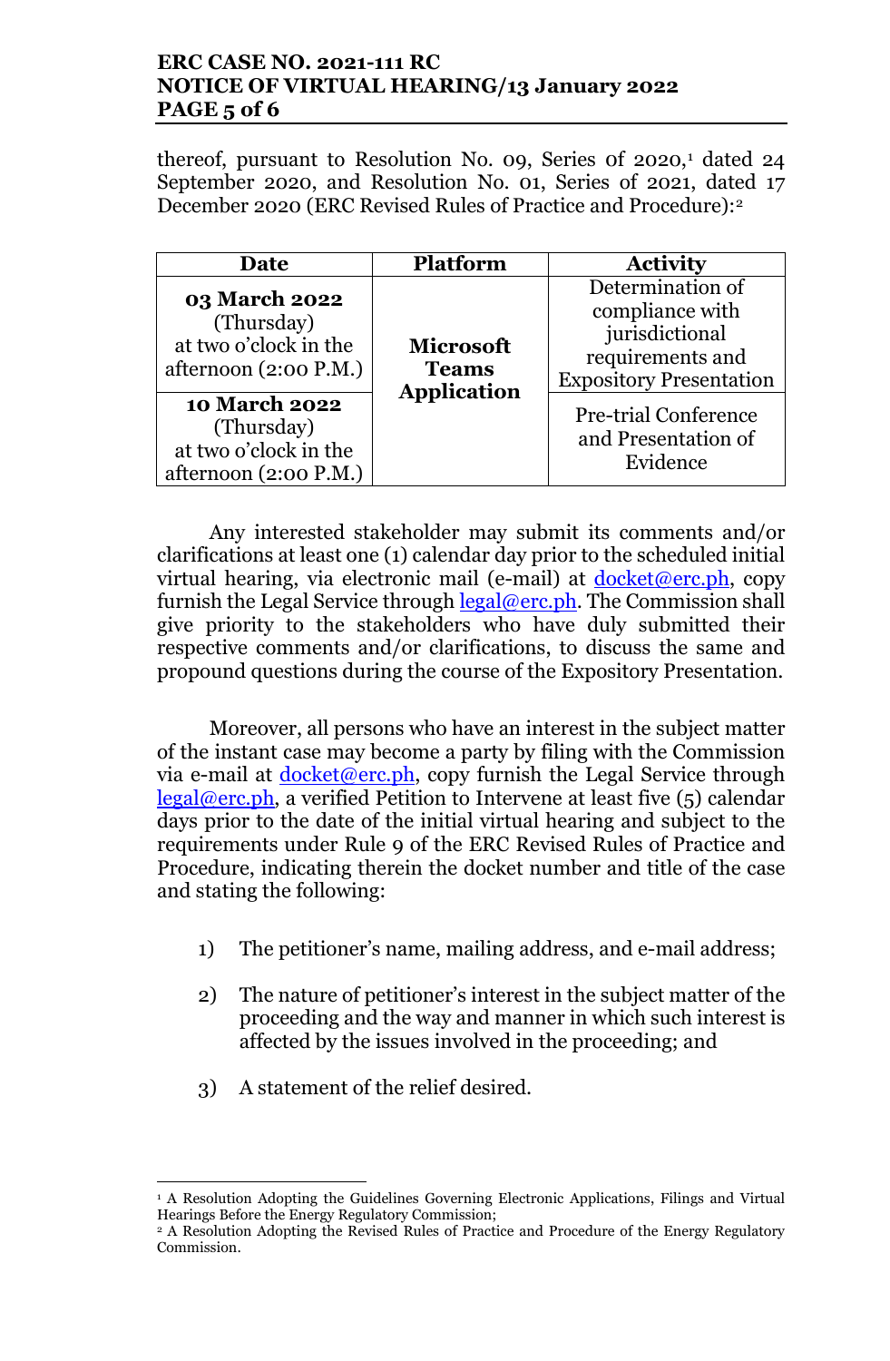thereof, pursuant to Resolution No. 09, Series of 2020,[1] dated 24 September 2020, and Resolution No. 01, Series of 2021, dated 17 December 2020 (ERC Revised Rules of Practice and Procedure):[2]

| Date | Platform | Activity |
| --- | --- | --- |
| **03 March 2022** (Thursday) at two o'clock in the afternoon (2:00 P.M.) | **Microsoft Teams Application** | Determination of compliance with jurisdictional requirements and Expository Presentation |
| **10 March 2022** (Thursday) at two o'clock in the afternoon (2:00 P.M.) | | Pre-trial Conference and Presentation of Evidence |

Any interested stakeholder may submit its comments and/or clarifications at least one (1) calendar day prior to the scheduled initial virtual hearing, via electronic mail (e-mail) at docket@erc.ph, copy furnish the Legal Service through legal@erc.ph. The Commission shall give priority to the stakeholders who have duly submitted their respective comments and/or clarifications, to discuss the same and propound questions during the course of the Expository Presentation.

Moreover, all persons who have an interest in the subject matter of the instant case may become a party by filing with the Commission via e-mail at docket@erc.ph, copy furnish the Legal Service through legal@erc.ph, a verified Petition to Intervene at least five (5) calendar days prior to the date of the initial virtual hearing and subject to the requirements under Rule 9 of the ERC Revised Rules of Practice and Procedure, indicating therein the docket number and title of the case and stating the following:

1) The petitioner's name, mailing address, and e-mail address;

2) The nature of petitioner's interest in the subject matter of the proceeding and the way and manner in which such interest is affected by the issues involved in the proceeding; and

3) A statement of the relief desired.

---

[1] A Resolution Adopting the Guidelines Governing Electronic Applications, Filings and Virtual Hearings Before the Energy Regulatory Commission;

[2] A Resolution Adopting the Revised Rules of Practice and Procedure of the Energy Regulatory Commission.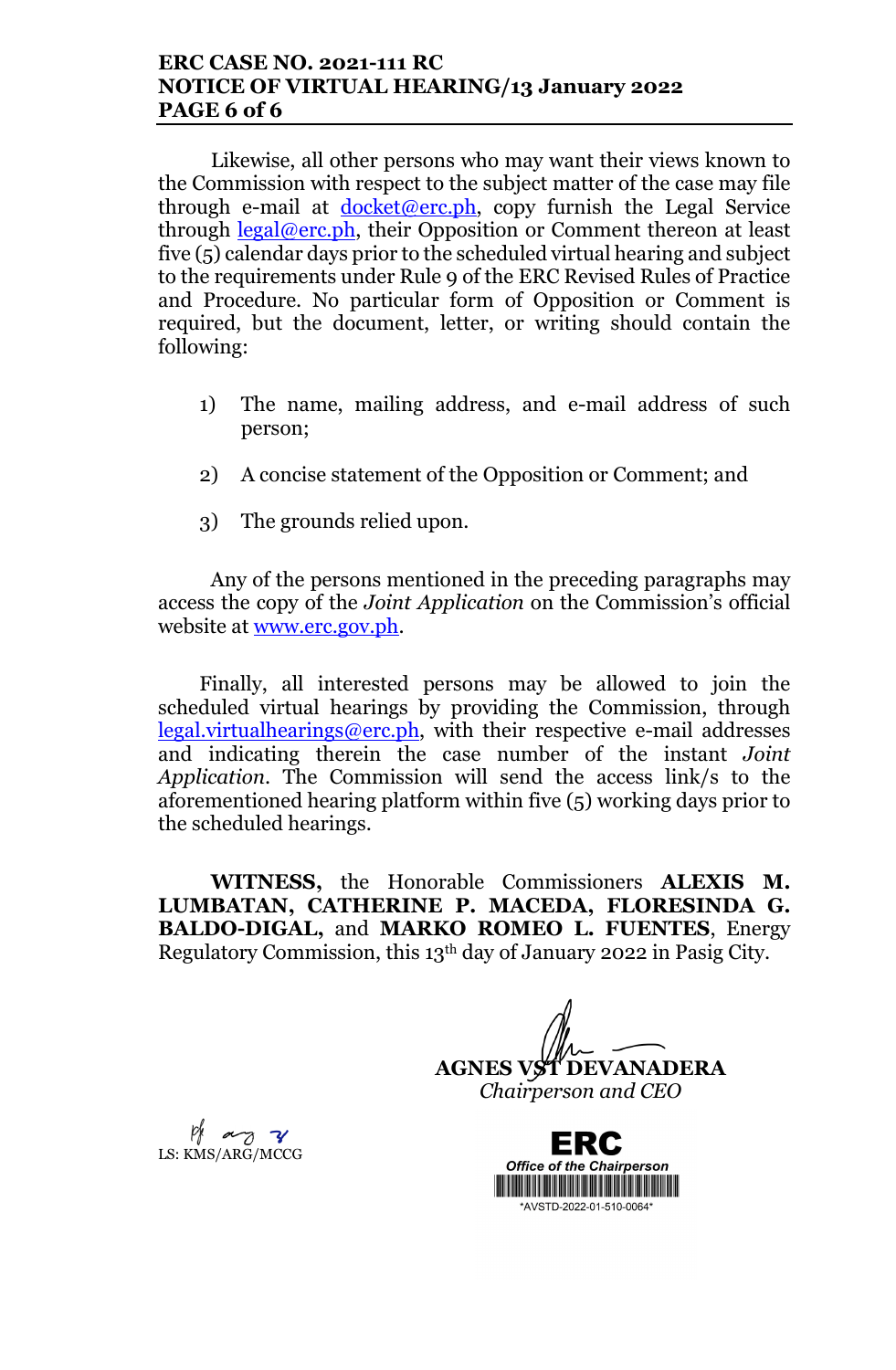Likewise, all other persons who may want their views known to the Commission with respect to the subject matter of the case may file through e-mail at docket@erc.ph, copy furnish the Legal Service through legal@erc.ph, their Opposition or Comment thereon at least five (5) calendar days prior to the scheduled virtual hearing and subject to the requirements under Rule 9 of the ERC Revised Rules of Practice and Procedure. No particular form of Opposition or Comment is required, but the document, letter, or writing should contain the following:

1) The name, mailing address, and e-mail address of such person;

2) A concise statement of the Opposition or Comment; and

3) The grounds relied upon.

Any of the persons mentioned in the preceding paragraphs may access the copy of the *Joint Application* on the Commission's official website at www.erc.gov.ph.

Finally, all interested persons may be allowed to join the scheduled virtual hearings by providing the Commission, through legal.virtualhearings@erc.ph, with their respective e-mail addresses and indicating therein the case number of the instant *Joint Application*. The Commission will send the access link/s to the aforementioned hearing platform within five (5) working days prior to the scheduled hearings.

**WITNESS,** the Honorable Commissioners **ALEXIS M. LUMBATAN, CATHERINE P. MACEDA, FLORESINDA G. BALDO-DIGAL,** and **MARKO ROMEO L. FUENTES**, Energy Regulatory Commission, this 13th day of January 2022 in Pasig City.

**AGNES VST DEVANADERA**
*Chairperson and CEO*

LS: KMS/ARG/MCCG

**ERC**
*Office of the Chairperson*
*AVSTD-2022-01-510-0064*